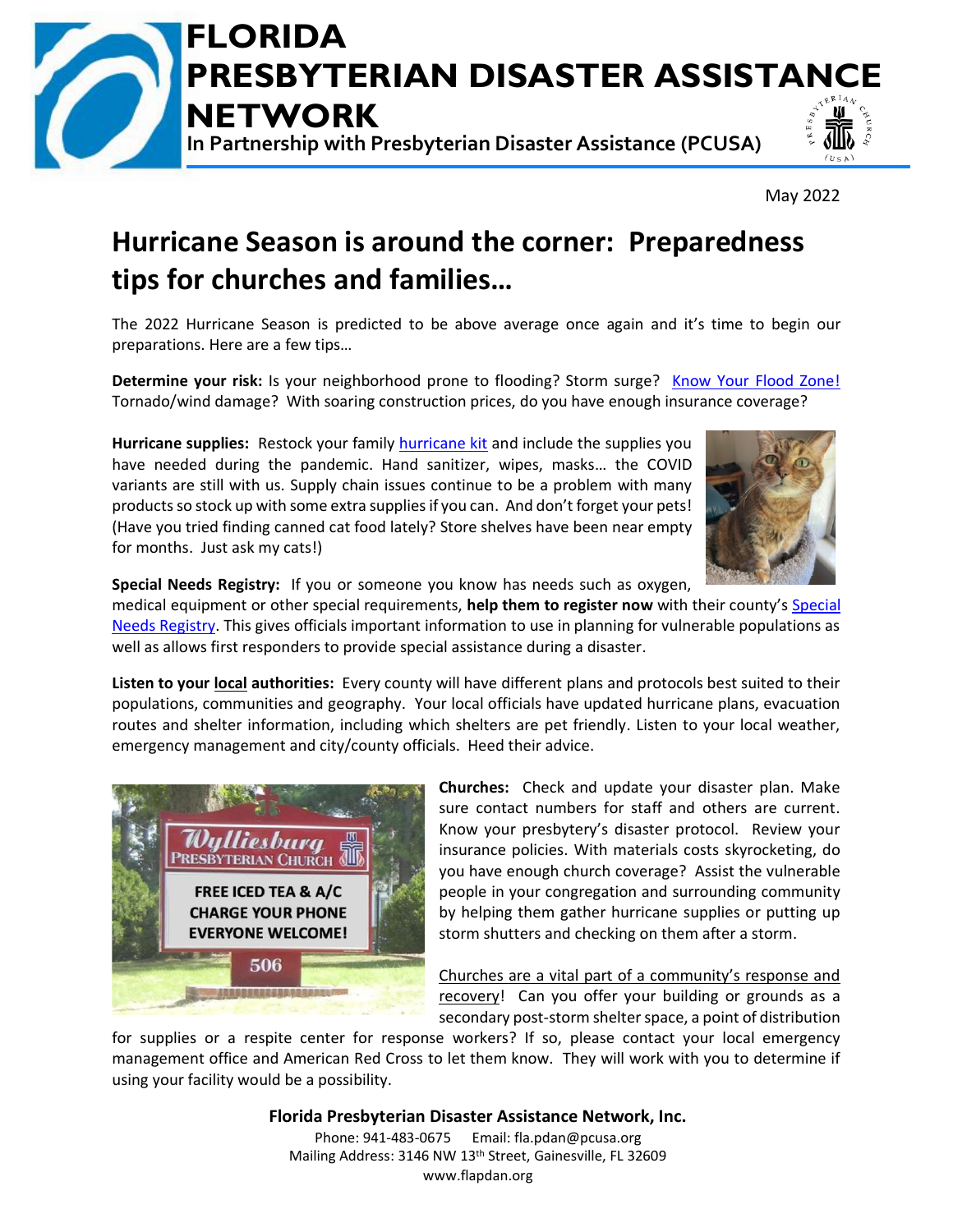# FLORIDA PRESBYTERIAN DISASTER ASSISTANCE NETWORK

**In Partnership with Presbyterian Disaster Assistance (PCUSA)**

May 2022

## Hurricane Season is around the corner: Preparedness tips for churches and families…

The 2022 Hurricane Season is predicted to be above average once again and it's time to begin our preparations. Here are a few tips…

**Determine your risk:** Is your neighborhood prone to flooding? Storm surge? Know Your Flood Zone! Tornado/wind damage? With soaring construction prices, do you have enough insurance coverage?

**Hurricane supplies:** Restock your family hurricane kit and include the supplies you have needed during the pandemic. Hand sanitizer, wipes, masks… the COVID variants are still with us. Supply chain issues continue to be a problem with many products so stock up with some extra supplies if you can. And don't forget your pets! (Have you tried finding canned cat food lately? Store shelves have been near empty for months. Just ask my cats!)

**Special Needs Registry:** If you or someone you know has needs such as oxygen, medical equipment or other special requirements, **help them to register now** with their county's Special Needs Registry. This gives officials important information to use in planning for vulnerable populations as well as allows first responders to provide special assistance during a disaster.

**Listen to your local authorities:** Every county will have different plans and protocols best suited to their populations, communities and geography. Your local officials have updated hurricane plans, evacuation routes and shelter information, including which shelters are pet friendly. Listen to your local weather, emergency management and city/county officials. Heed their advice.

**Churches:** Check and update your disaster plan. Make sure contact numbers for staff and others are current. Know your presbytery's disaster protocol. Review your insurance policies. With materials costs skyrocketing, do you have enough church coverage? Assist the vulnerable people in your congregation and surrounding community by helping them gather hurricane supplies or putting up storm shutters and checking on them after a storm.

Churches are a vital part of a community's response and recovery! Can you offer your building or grounds as a secondary post-storm shelter space, a point of distribution for supplies or a respite center for response workers? If so, please contact your local emergency management office and American Red Cross to let them know. They will work with you to determine if using your facility would be a possibility.

**Florida Presbyterian Disaster Assistance Network, Inc.**
Phone: 941-483-0675 Email: fla.pdan@pcusa.org
Mailing Address: 3146 NW 13th Street, Gainesville, FL 32609
www.flapdan.org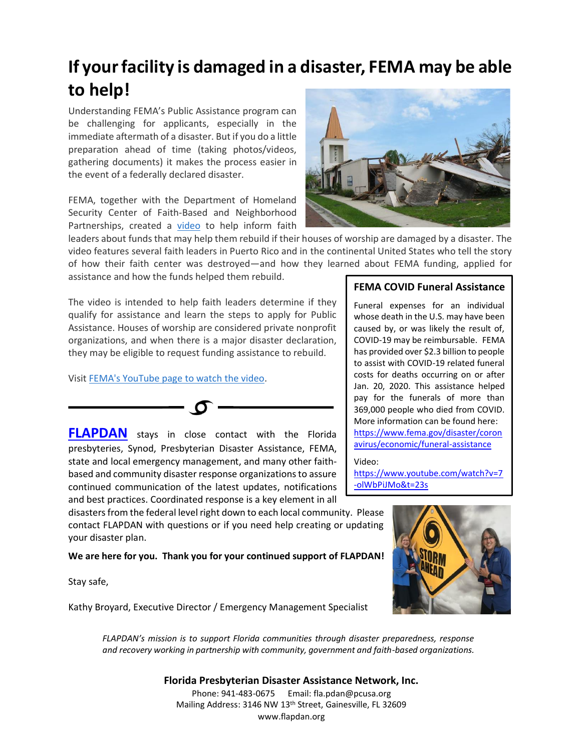# If your facility is damaged in a disaster, FEMA may be able to help!

Understanding FEMA's Public Assistance program can be challenging for applicants, especially in the immediate aftermath of a disaster. But if you do a little preparation ahead of time (taking photos/videos, gathering documents) it makes the process easier in the event of a federally declared disaster.

FEMA, together with the Department of Homeland Security Center of Faith-Based and Neighborhood Partnerships, created a [video](video) to help inform faith leaders about funds that may help them rebuild if their houses of worship are damaged by a disaster. The video features several faith leaders in Puerto Rico and in the continental United States who tell the story of how their faith center was destroyed—and how they learned about FEMA funding, applied for assistance and how the funds helped them rebuild.

The video is intended to help faith leaders determine if they qualify for assistance and learn the steps to apply for Public Assistance. Houses of worship are considered private nonprofit organizations, and when there is a major disaster declaration, they may be eligible to request funding assistance to rebuild.

Visit [FEMA's YouTube page to watch the video](FEMA's YouTube page to watch the video).

---

**FEMA COVID Funeral Assistance**

Funeral expenses for an individual whose death in the U.S. may have been caused by, or was likely the result of, COVID-19 may be reimbursable. FEMA has provided over $2.3 billion to people to assist with COVID-19 related funeral costs for deaths occurring on or after Jan. 20, 2020. This assistance helped pay for the funerals of more than 369,000 people who died from COVID. More information can be found here: https://www.fema.gov/disaster/coronavirus/economic/funeral-assistance

Video: https://www.youtube.com/watch?v=7-olWbPiJMo&t=23s

---

**FLAPDAN** stays in close contact with the Florida presbyteries, Synod, Presbyterian Disaster Assistance, FEMA, state and local emergency management, and many other faith-based and community disaster response organizations to assure continued communication of the latest updates, notifications and best practices. Coordinated response is a key element in all disasters from the federal level right down to each local community. Please contact FLAPDAN with questions or if you need help creating or updating your disaster plan.

**We are here for you. Thank you for your continued support of FLAPDAN!**

Stay safe,

Kathy Broyard, Executive Director / Emergency Management Specialist

*FLAPDAN's mission is to support Florida communities through disaster preparedness, response and recovery working in partnership with community, government and faith-based organizations.*

**Florida Presbyterian Disaster Assistance Network, Inc.**

Phone: 941-483-0675 Email: fla.pdan@pcusa.org

Mailing Address: 3146 NW 13th Street, Gainesville, FL 32609

www.flapdan.org